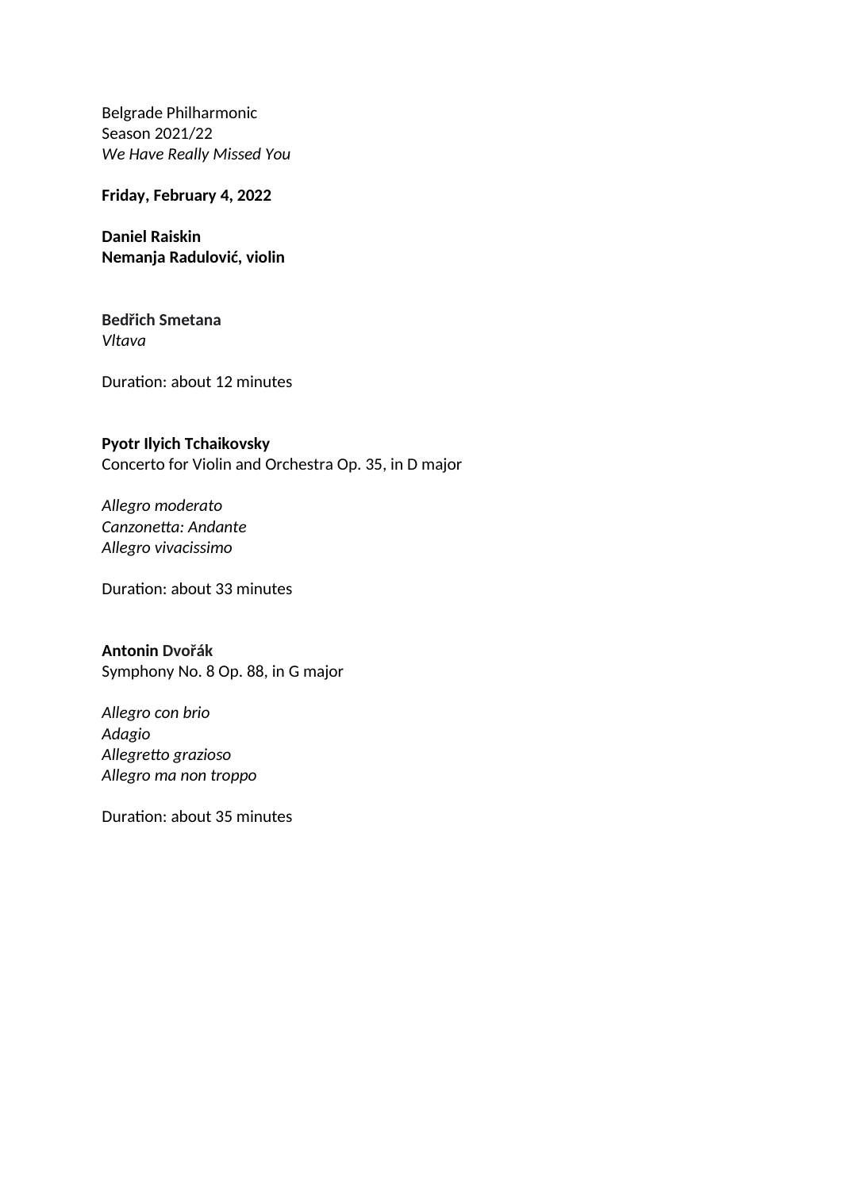Belgrade Philharmonic
Season 2021/22
*We Have Really Missed You*

**Friday, February 4, 2022**

**Daniel Raiskin**
**Nemanja Radulović, violin**

**Bedřich Smetana**
*Vltava*

Duration: about 12 minutes

**Pyotr Ilyich Tchaikovsky**
Concerto for Violin and Orchestra Op. 35, in D major

*Allegro moderato*
*Canzonetta: Andante*
*Allegro vivacissimo*

Duration: about 33 minutes

**Antonin Dvořák**
Symphony No. 8 Op. 88, in G major

*Allegro con brio*
*Adagio*
*Allegretto grazioso*
*Allegro ma non troppo*

Duration: about 35 minutes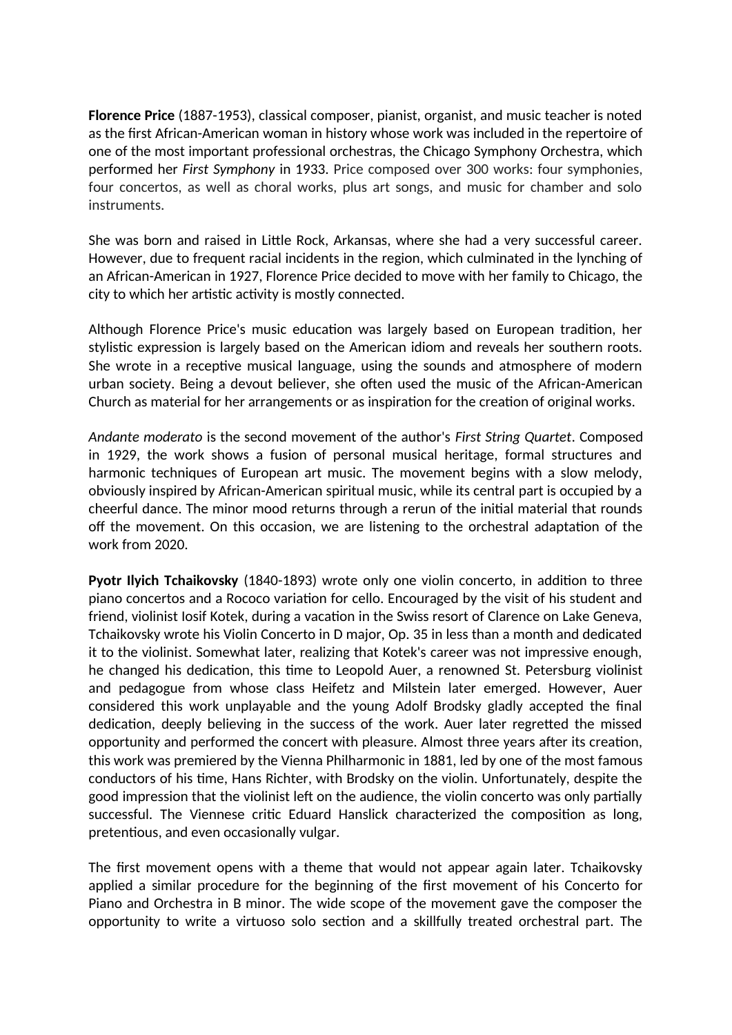**Florence Price** (1887-1953), classical composer, pianist, organist, and music teacher is noted as the first African-American woman in history whose work was included in the repertoire of one of the most important professional orchestras, the Chicago Symphony Orchestra, which performed her *First Symphony* in 1933. Price composed over 300 works: four symphonies, four concertos, as well as choral works, plus art songs, and music for chamber and solo instruments.

She was born and raised in Little Rock, Arkansas, where she had a very successful career. However, due to frequent racial incidents in the region, which culminated in the lynching of an African-American in 1927, Florence Price decided to move with her family to Chicago, the city to which her artistic activity is mostly connected.

Although Florence Price's music education was largely based on European tradition, her stylistic expression is largely based on the American idiom and reveals her southern roots. She wrote in a receptive musical language, using the sounds and atmosphere of modern urban society. Being a devout believer, she often used the music of the African-American Church as material for her arrangements or as inspiration for the creation of original works.

*Andante moderato* is the second movement of the author's *First String Quartet*. Composed in 1929, the work shows a fusion of personal musical heritage, formal structures and harmonic techniques of European art music. The movement begins with a slow melody, obviously inspired by African-American spiritual music, while its central part is occupied by a cheerful dance. The minor mood returns through a rerun of the initial material that rounds off the movement. On this occasion, we are listening to the orchestral adaptation of the work from 2020.

**Pyotr Ilyich Tchaikovsky** (1840-1893) wrote only one violin concerto, in addition to three piano concertos and a Rococo variation for cello. Encouraged by the visit of his student and friend, violinist Iosif Kotek, during a vacation in the Swiss resort of Clarence on Lake Geneva, Tchaikovsky wrote his Violin Concerto in D major, Op. 35 in less than a month and dedicated it to the violinist. Somewhat later, realizing that Kotek's career was not impressive enough, he changed his dedication, this time to Leopold Auer, a renowned St. Petersburg violinist and pedagogue from whose class Heifetz and Milstein later emerged. However, Auer considered this work unplayable and the young Adolf Brodsky gladly accepted the final dedication, deeply believing in the success of the work. Auer later regretted the missed opportunity and performed the concert with pleasure. Almost three years after its creation, this work was premiered by the Vienna Philharmonic in 1881, led by one of the most famous conductors of his time, Hans Richter, with Brodsky on the violin. Unfortunately, despite the good impression that the violinist left on the audience, the violin concerto was only partially successful. The Viennese critic Eduard Hanslick characterized the composition as long, pretentious, and even occasionally vulgar.

The first movement opens with a theme that would not appear again later. Tchaikovsky applied a similar procedure for the beginning of the first movement of his Concerto for Piano and Orchestra in B minor. The wide scope of the movement gave the composer the opportunity to write a virtuoso solo section and a skillfully treated orchestral part. The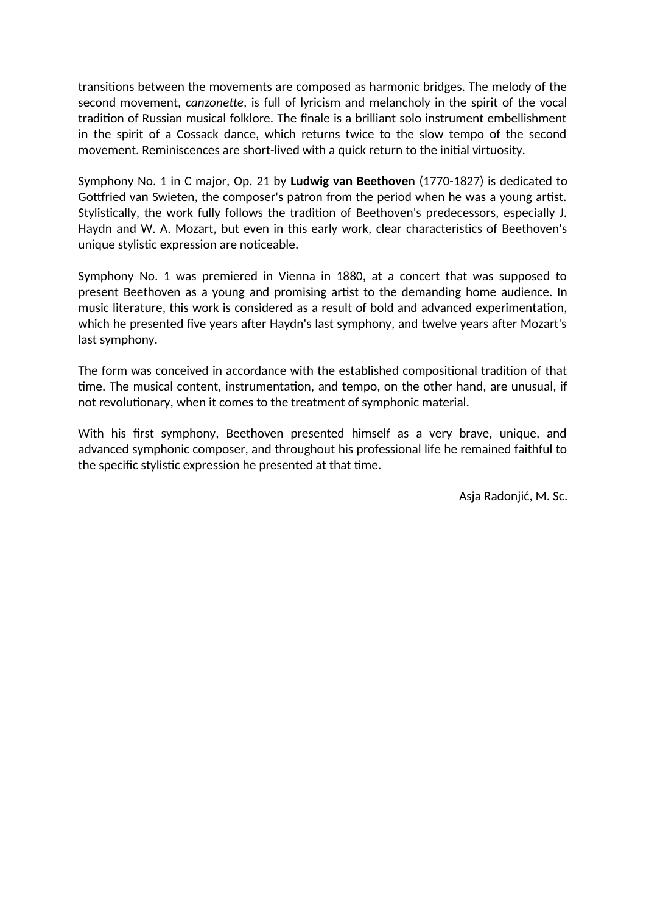transitions between the movements are composed as harmonic bridges. The melody of the second movement, *canzonette*, is full of lyricism and melancholy in the spirit of the vocal tradition of Russian musical folklore. The finale is a brilliant solo instrument embellishment in the spirit of a Cossack dance, which returns twice to the slow tempo of the second movement. Reminiscences are short-lived with a quick return to the initial virtuosity.

Symphony No. 1 in C major, Op. 21 by **Ludwig van Beethoven** (1770-1827) is dedicated to Gottfried van Swieten, the composer's patron from the period when he was a young artist. Stylistically, the work fully follows the tradition of Beethoven's predecessors, especially J. Haydn and W. A. Mozart, but even in this early work, clear characteristics of Beethoven's unique stylistic expression are noticeable.

Symphony No. 1 was premiered in Vienna in 1880, at a concert that was supposed to present Beethoven as a young and promising artist to the demanding home audience. In music literature, this work is considered as a result of bold and advanced experimentation, which he presented five years after Haydn's last symphony, and twelve years after Mozart's last symphony.

The form was conceived in accordance with the established compositional tradition of that time. The musical content, instrumentation, and tempo, on the other hand, are unusual, if not revolutionary, when it comes to the treatment of symphonic material.

With his first symphony, Beethoven presented himself as a very brave, unique, and advanced symphonic composer, and throughout his professional life he remained faithful to the specific stylistic expression he presented at that time.

Asja Radonjić, M. Sc.